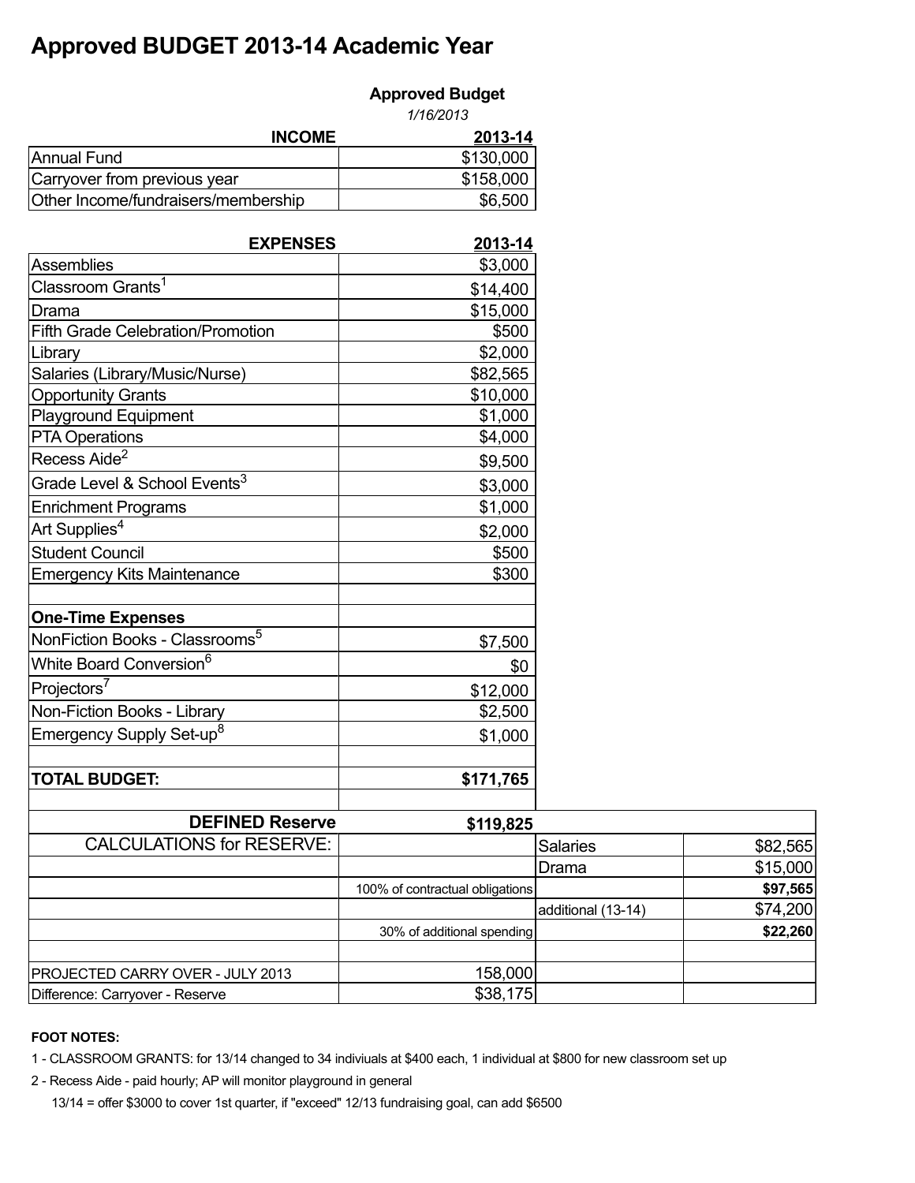# Approved BUDGET 2013-14 Academic Year

| | **Approved Budget** |
|---|---|
| | *1/16/2013* |
| **INCOME** | **2013-14** |
| Annual Fund | $130,000 |
| Carryover from previous year | $158,000 |
| Other Income/fundraisers/membership | $6,500 |

| **EXPENSES** | **2013-14** |
|---|---|
| Assemblies | $3,000 |
| Classroom Grants[1] | $14,400 |
| Drama | $15,000 |
| Fifth Grade Celebration/Promotion | $500 |
| Library | $2,000 |
| Salaries (Library/Music/Nurse) | $82,565 |
| Opportunity Grants | $10,000 |
| Playground Equipment | $1,000 |
| PTA Operations | $4,000 |
| Recess Aide[2] | $9,500 |
| Grade Level & School Events[3] | $3,000 |
| Enrichment Programs | $1,000 |
| Art Supplies[4] | $2,000 |
| Student Council | $500 |
| Emergency Kits Maintenance | $300 |
| | |
| **One-Time Expenses** | |
| NonFiction Books - Classrooms[5] | $7,500 |
| White Board Conversion[6] | $0 |
| Projectors[7] | $12,000 |
| Non-Fiction Books - Library | $2,500 |
| Emergency Supply Set-up[8] | $1,000 |
| | |
| **TOTAL BUDGET:** | **$171,765** |

| | | | |
|---|---|---|---|
| **DEFINED Reserve** | **$119,825** | | |
| CALCULATIONS for RESERVE: | | Salaries | $82,565 |
| | | Drama | $15,000 |
| | 100% of contractual obligations | | **$97,565** |
| | | additional (13-14) | $74,200 |
| | 30% of additional spending | | **$22,260** |
| | | | |
| PROJECTED CARRY OVER - JULY 2013 | 158,000 | | |
| Difference: Carryover - Reserve | $38,175 | | |

**FOOT NOTES:**

1 - CLASSROOM GRANTS: for 13/14 changed to 34 indiviuals at $400 each, 1 individual at $800 for new classroom set up

2 - Recess Aide - paid hourly; AP will monitor playground in general

13/14 = offer $3000 to cover 1st quarter, if "exceed" 12/13 fundraising goal, can add $6500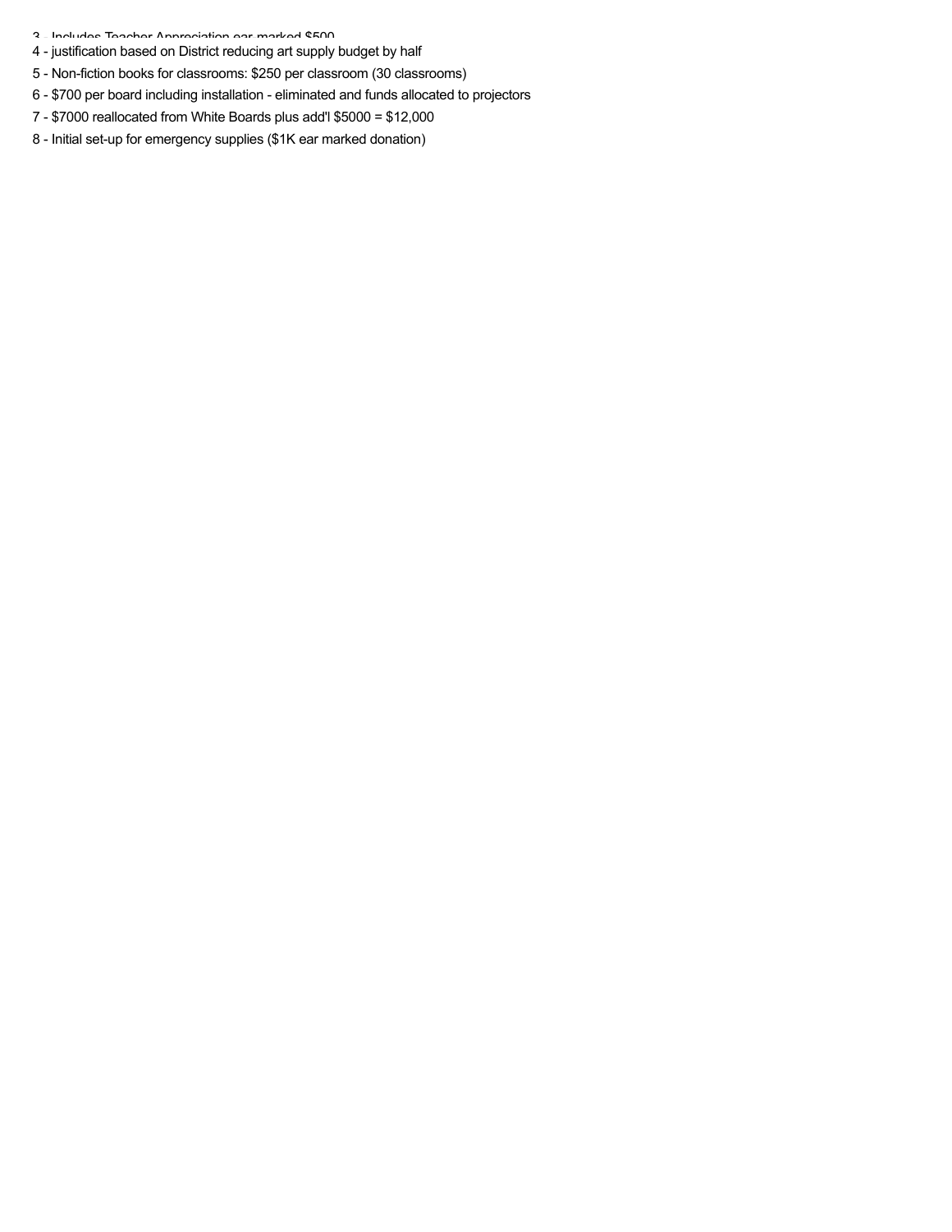3 - Includes Teacher Appreciation ear marked $500

4 - justification based on District reducing art supply budget by half

5 - Non-fiction books for classrooms: $250 per classroom (30 classrooms)

6 - $700 per board including installation - eliminated and funds allocated to projectors

7 - $7000 reallocated from White Boards plus add'l $5000 = $12,000

8 - Initial set-up for emergency supplies ($1K ear marked donation)